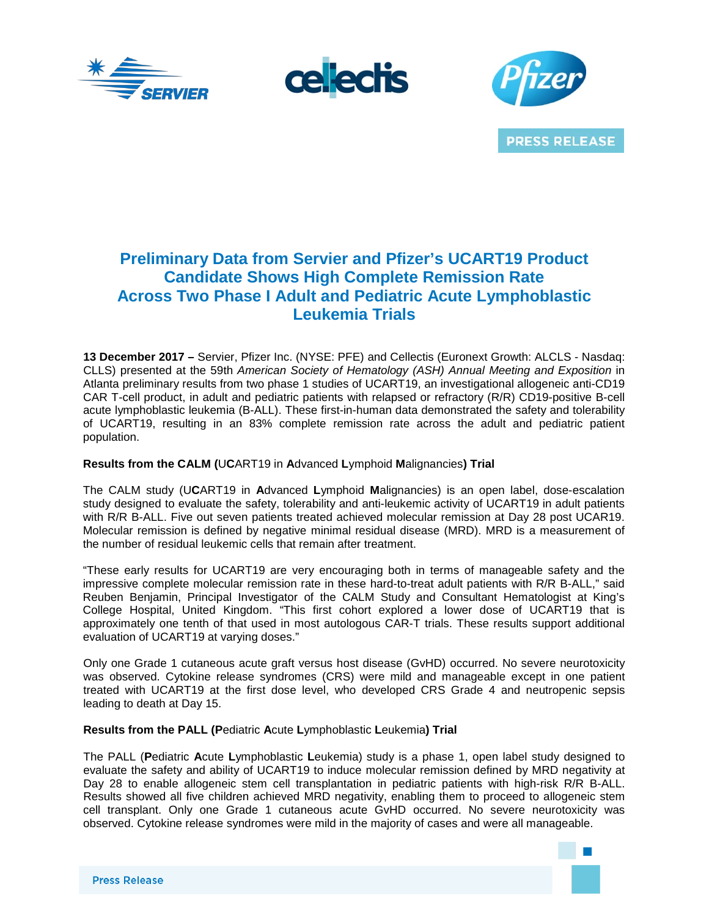**PRESS RELEASE**

# Preliminary Data from Servier and Pfizer's UCART19 Product Candidate Shows High Complete Remission Rate Across Two Phase I Adult and Pediatric Acute Lymphoblastic Leukemia Trials

**13 December 2017 –** Servier, Pfizer Inc. (NYSE: PFE) and Cellectis (Euronext Growth: ALCLS - Nasdaq: CLLS) presented at the 59th *American Society of Hematology (ASH) Annual Meeting and Exposition* in Atlanta preliminary results from two phase 1 studies of UCART19, an investigational allogeneic anti-CD19 CAR T-cell product, in adult and pediatric patients with relapsed or refractory (R/R) CD19-positive B-cell acute lymphoblastic leukemia (B-ALL). These first-in-human data demonstrated the safety and tolerability of UCART19, resulting in an 83% complete remission rate across the adult and pediatric patient population.

**Results from the CALM (**U**C**ART19 in **A**dvanced **L**ymphoid **M**alignancies**) Trial**

The CALM study (U**C**ART19 in **A**dvanced **L**ymphoid **M**alignancies) is an open label, dose-escalation study designed to evaluate the safety, tolerability and anti-leukemic activity of UCART19 in adult patients with R/R B-ALL. Five out seven patients treated achieved molecular remission at Day 28 post UCAR19. Molecular remission is defined by negative minimal residual disease (MRD). MRD is a measurement of the number of residual leukemic cells that remain after treatment.

"These early results for UCART19 are very encouraging both in terms of manageable safety and the impressive complete molecular remission rate in these hard-to-treat adult patients with R/R B-ALL," said Reuben Benjamin, Principal Investigator of the CALM Study and Consultant Hematologist at King's College Hospital, United Kingdom. "This first cohort explored a lower dose of UCART19 that is approximately one tenth of that used in most autologous CAR-T trials. These results support additional evaluation of UCART19 at varying doses."

Only one Grade 1 cutaneous acute graft versus host disease (GvHD) occurred. No severe neurotoxicity was observed. Cytokine release syndromes (CRS) were mild and manageable except in one patient treated with UCART19 at the first dose level, who developed CRS Grade 4 and neutropenic sepsis leading to death at Day 15.

**Results from the PALL (Pediatric Acute Lymphoblastic Leukemia) Trial**

The PALL (**P**ediatric **A**cute **L**ymphoblastic **L**eukemia) study is a phase 1, open label study designed to evaluate the safety and ability of UCART19 to induce molecular remission defined by MRD negativity at Day 28 to enable allogeneic stem cell transplantation in pediatric patients with high-risk R/R B-ALL. Results showed all five children achieved MRD negativity, enabling them to proceed to allogeneic stem cell transplant. Only one Grade 1 cutaneous acute GvHD occurred. No severe neurotoxicity was observed. Cytokine release syndromes were mild in the majority of cases and were all manageable.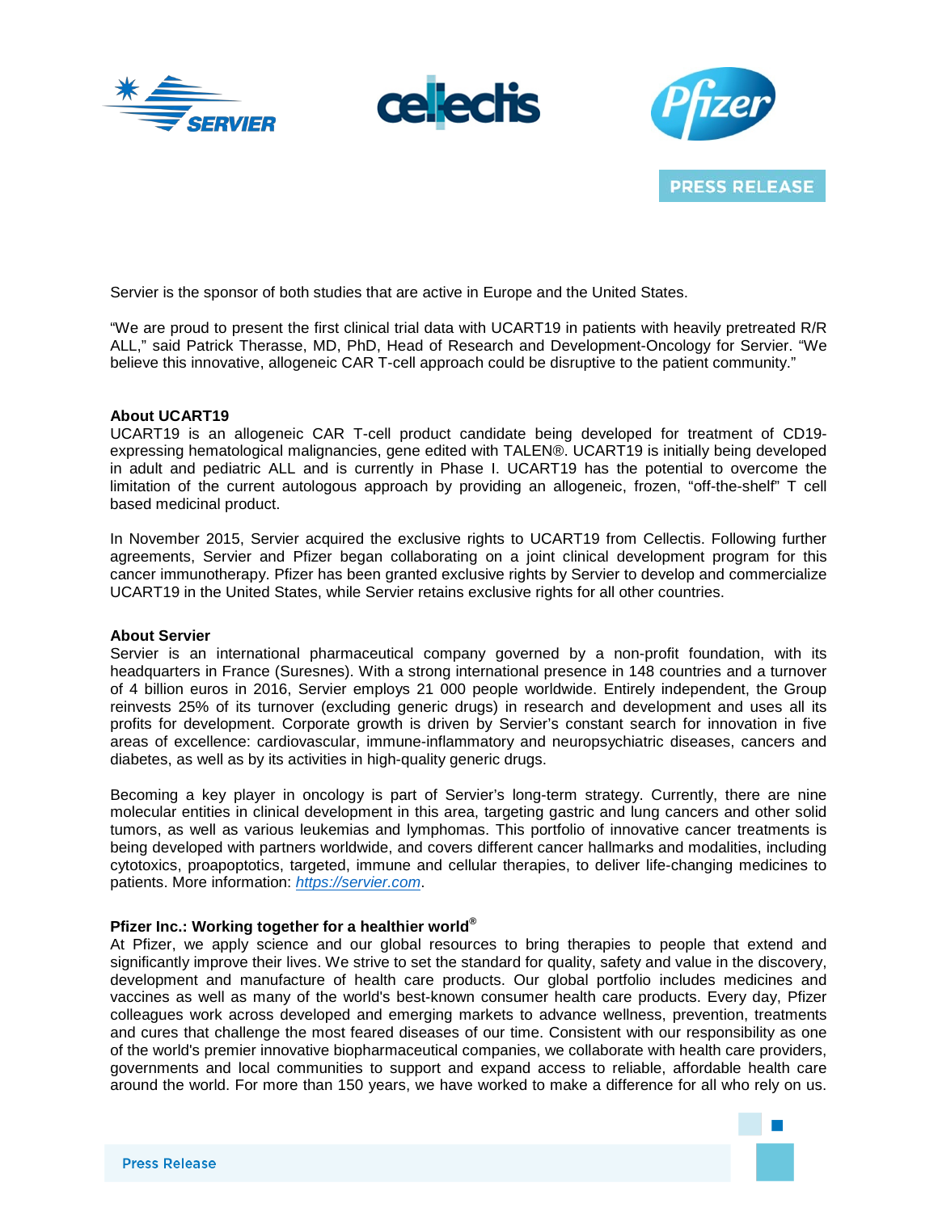Servier is the sponsor of both studies that are active in Europe and the United States.

“We are proud to present the first clinical trial data with UCART19 in patients with heavily pretreated R/R ALL,” said Patrick Therasse, MD, PhD, Head of Research and Development-Oncology for Servier. “We believe this innovative, allogeneic CAR T-cell approach could be disruptive to the patient community.”

**About UCART19**

UCART19 is an allogeneic CAR T-cell product candidate being developed for treatment of CD19-expressing hematological malignancies, gene edited with TALEN®. UCART19 is initially being developed in adult and pediatric ALL and is currently in Phase I. UCART19 has the potential to overcome the limitation of the current autologous approach by providing an allogeneic, frozen, “off-the-shelf” T cell based medicinal product.

In November 2015, Servier acquired the exclusive rights to UCART19 from Cellectis. Following further agreements, Servier and Pfizer began collaborating on a joint clinical development program for this cancer immunotherapy. Pfizer has been granted exclusive rights by Servier to develop and commercialize UCART19 in the United States, while Servier retains exclusive rights for all other countries.

**About Servier**

Servier is an international pharmaceutical company governed by a non-profit foundation, with its headquarters in France (Suresnes). With a strong international presence in 148 countries and a turnover of 4 billion euros in 2016, Servier employs 21 000 people worldwide. Entirely independent, the Group reinvests 25% of its turnover (excluding generic drugs) in research and development and uses all its profits for development. Corporate growth is driven by Servier’s constant search for innovation in five areas of excellence: cardiovascular, immune-inflammatory and neuropsychiatric diseases, cancers and diabetes, as well as by its activities in high-quality generic drugs.

Becoming a key player in oncology is part of Servier’s long-term strategy. Currently, there are nine molecular entities in clinical development in this area, targeting gastric and lung cancers and other solid tumors, as well as various leukemias and lymphomas. This portfolio of innovative cancer treatments is being developed with partners worldwide, and covers different cancer hallmarks and modalities, including cytotoxics, proapoptotics, targeted, immune and cellular therapies, to deliver life-changing medicines to patients. More information: *https://servier.com*.

**Pfizer Inc.: Working together for a healthier world®**

At Pfizer, we apply science and our global resources to bring therapies to people that extend and significantly improve their lives. We strive to set the standard for quality, safety and value in the discovery, development and manufacture of health care products. Our global portfolio includes medicines and vaccines as well as many of the world's best-known consumer health care products. Every day, Pfizer colleagues work across developed and emerging markets to advance wellness, prevention, treatments and cures that challenge the most feared diseases of our time. Consistent with our responsibility as one of the world's premier innovative biopharmaceutical companies, we collaborate with health care providers, governments and local communities to support and expand access to reliable, affordable health care around the world. For more than 150 years, we have worked to make a difference for all who rely on us.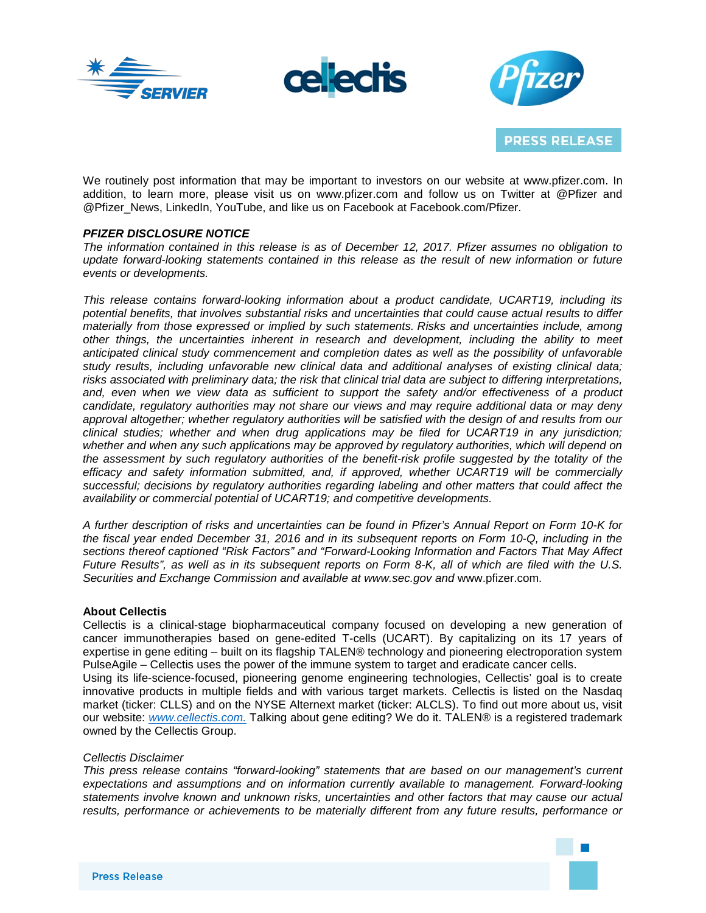We routinely post information that may be important to investors on our website at www.pfizer.com. In addition, to learn more, please visit us on www.pfizer.com and follow us on Twitter at @Pfizer and @Pfizer_News, LinkedIn, YouTube, and like us on Facebook at Facebook.com/Pfizer.

***PFIZER DISCLOSURE NOTICE***

*The information contained in this release is as of December 12, 2017. Pfizer assumes no obligation to update forward-looking statements contained in this release as the result of new information or future events or developments.*

*This release contains forward-looking information about a product candidate, UCART19, including its potential benefits, that involves substantial risks and uncertainties that could cause actual results to differ materially from those expressed or implied by such statements. Risks and uncertainties include, among other things, the uncertainties inherent in research and development, including the ability to meet anticipated clinical study commencement and completion dates as well as the possibility of unfavorable study results, including unfavorable new clinical data and additional analyses of existing clinical data; risks associated with preliminary data; the risk that clinical trial data are subject to differing interpretations, and, even when we view data as sufficient to support the safety and/or effectiveness of a product candidate, regulatory authorities may not share our views and may require additional data or may deny approval altogether; whether regulatory authorities will be satisfied with the design of and results from our clinical studies; whether and when drug applications may be filed for UCART19 in any jurisdiction; whether and when any such applications may be approved by regulatory authorities, which will depend on the assessment by such regulatory authorities of the benefit-risk profile suggested by the totality of the efficacy and safety information submitted, and, if approved, whether UCART19 will be commercially successful; decisions by regulatory authorities regarding labeling and other matters that could affect the availability or commercial potential of UCART19; and competitive developments.*

*A further description of risks and uncertainties can be found in Pfizer's Annual Report on Form 10-K for the fiscal year ended December 31, 2016 and in its subsequent reports on Form 10-Q, including in the sections thereof captioned "Risk Factors" and "Forward-Looking Information and Factors That May Affect Future Results", as well as in its subsequent reports on Form 8-K, all of which are filed with the U.S. Securities and Exchange Commission and available at www.sec.gov and* www.pfizer.com.

**About Cellectis**

Cellectis is a clinical-stage biopharmaceutical company focused on developing a new generation of cancer immunotherapies based on gene-edited T-cells (UCART). By capitalizing on its 17 years of expertise in gene editing – built on its flagship TALEN® technology and pioneering electroporation system PulseAgile – Cellectis uses the power of the immune system to target and eradicate cancer cells.
Using its life-science-focused, pioneering genome engineering technologies, Cellectis' goal is to create innovative products in multiple fields and with various target markets. Cellectis is listed on the Nasdaq market (ticker: CLLS) and on the NYSE Alternext market (ticker: ALCLS). To find out more about us, visit our website: *www.cellectis.com.* Talking about gene editing? We do it. TALEN® is a registered trademark owned by the Cellectis Group.

*Cellectis Disclaimer*

*This press release contains "forward-looking" statements that are based on our management's current expectations and assumptions and on information currently available to management. Forward-looking statements involve known and unknown risks, uncertainties and other factors that may cause our actual results, performance or achievements to be materially different from any future results, performance or*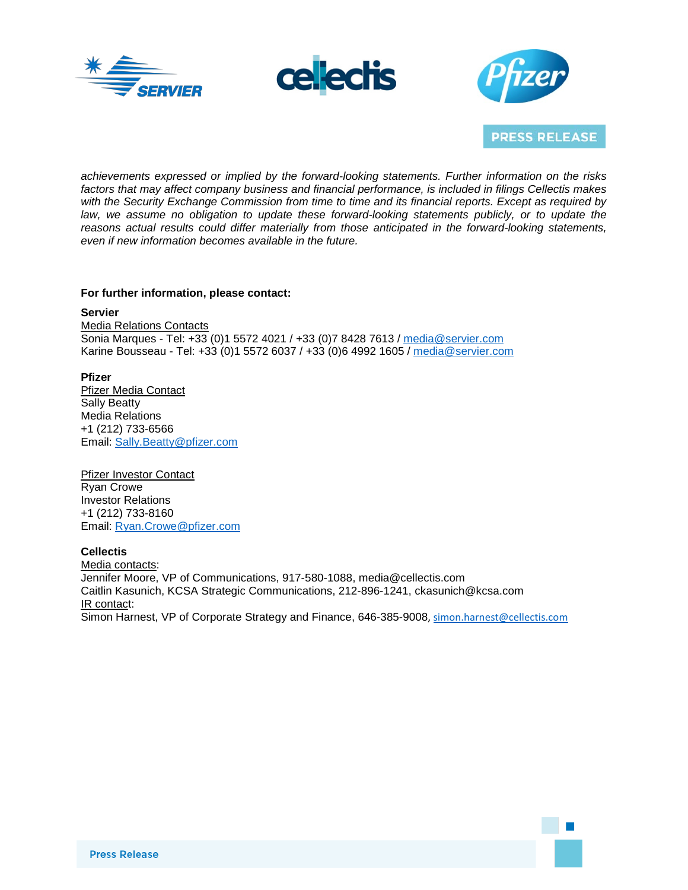*achievements expressed or implied by the forward-looking statements. Further information on the risks factors that may affect company business and financial performance, is included in filings Cellectis makes with the Security Exchange Commission from time to time and its financial reports. Except as required by law, we assume no obligation to update these forward-looking statements publicly, or to update the reasons actual results could differ materially from those anticipated in the forward-looking statements, even if new information becomes available in the future.*

**For further information, please contact:**

**Servier**
Media Relations Contacts
Sonia Marques - Tel: +33 (0)1 5572 4021 / +33 (0)7 8428 7613 / media@servier.com
Karine Bousseau - Tel: +33 (0)1 5572 6037 / +33 (0)6 4992 1605 / media@servier.com

**Pfizer**
Pfizer Media Contact
Sally Beatty
Media Relations
+1 (212) 733-6566
Email: Sally.Beatty@pfizer.com

Pfizer Investor Contact
Ryan Crowe
Investor Relations
+1 (212) 733-8160
Email: Ryan.Crowe@pfizer.com

**Cellectis**
Media contacts:
Jennifer Moore, VP of Communications, 917-580-1088, media@cellectis.com
Caitlin Kasunich, KCSA Strategic Communications, 212-896-1241, ckasunich@kcsa.com
IR contact:
Simon Harnest, VP of Corporate Strategy and Finance, 646-385-9008, simon.harnest@cellectis.com